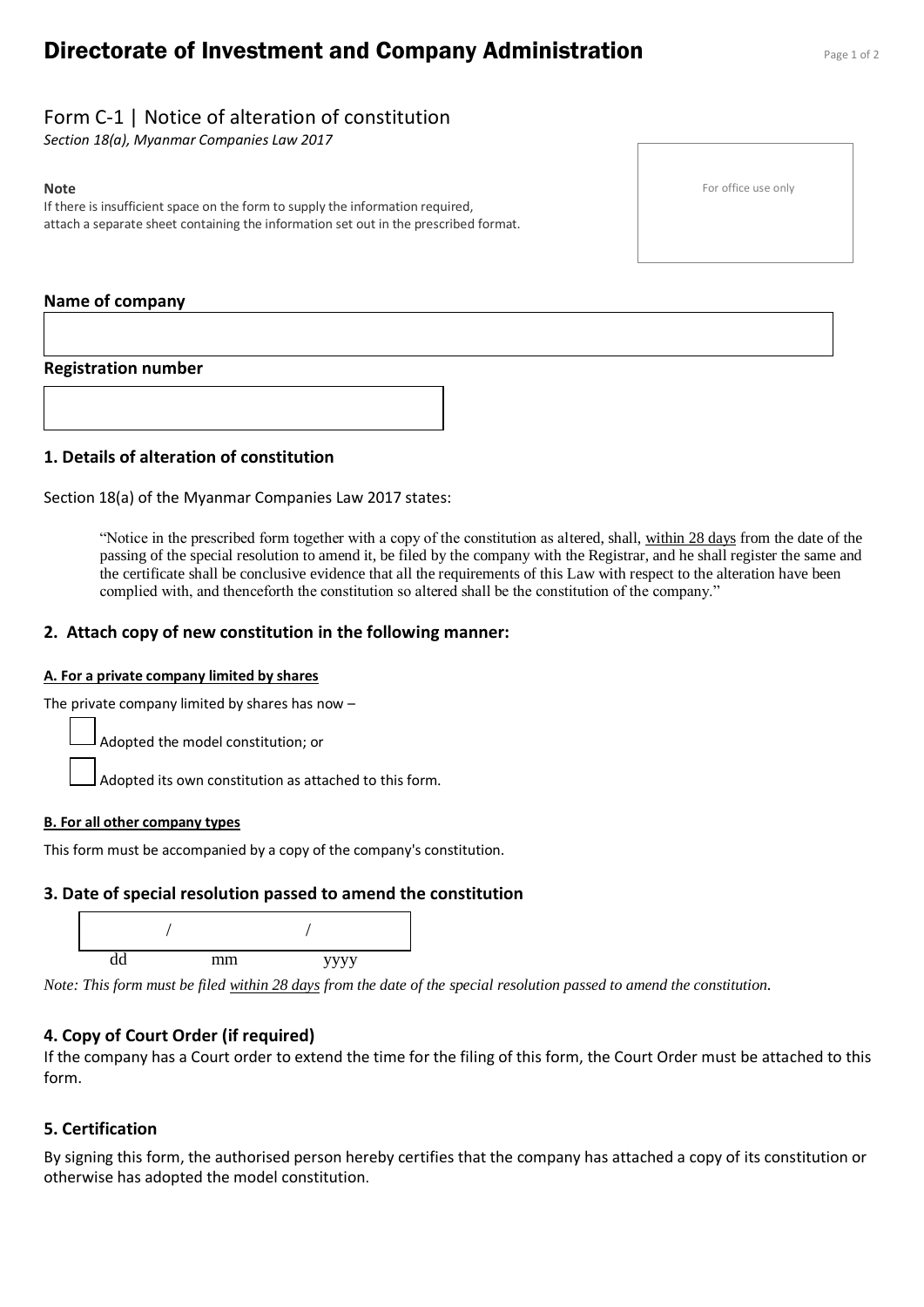# Directorate of Investment and Company Administration

## Form C-1 | Notice of alteration of constitution

*Section 18(a), Myanmar Companies Law 2017*

**Note**

If there is insufficient space on the form to supply the information required, attach a separate sheet containing the information set out in the prescribed format.

For office use only

**Name of company**

**Registration number**

### 1. Details of alteration of constitution

Section 18(a) of the Myanmar Companies Law 2017 states:

> "Notice in the prescribed form together with a copy of the constitution as altered, shall, within 28 days from the date of the passing of the special resolution to amend it, be filed by the company with the Registrar, and he shall register the same and the certificate shall be conclusive evidence that all the requirements of this Law with respect to the alteration have been complied with, and thenceforth the constitution so altered shall be the constitution of the company."

### 2. Attach copy of new constitution in the following manner:

**A. For a private company limited by shares**

The private company limited by shares has now –

- ☐ Adopted the model constitution; or
- ☐ Adopted its own constitution as attached to this form.

**B. For all other company types**

This form must be accompanied by a copy of the company's constitution.

### 3. Date of special resolution passed to amend the constitution

/ /

dd mm yyyy

*Note: This form must be filed within 28 days from the date of the special resolution passed to amend the constitution.*

### 4. Copy of Court Order (if required)

If the company has a Court order to extend the time for the filing of this form, the Court Order must be attached to this form.

### 5. Certification

By signing this form, the authorised person hereby certifies that the company has attached a copy of its constitution or otherwise has adopted the model constitution.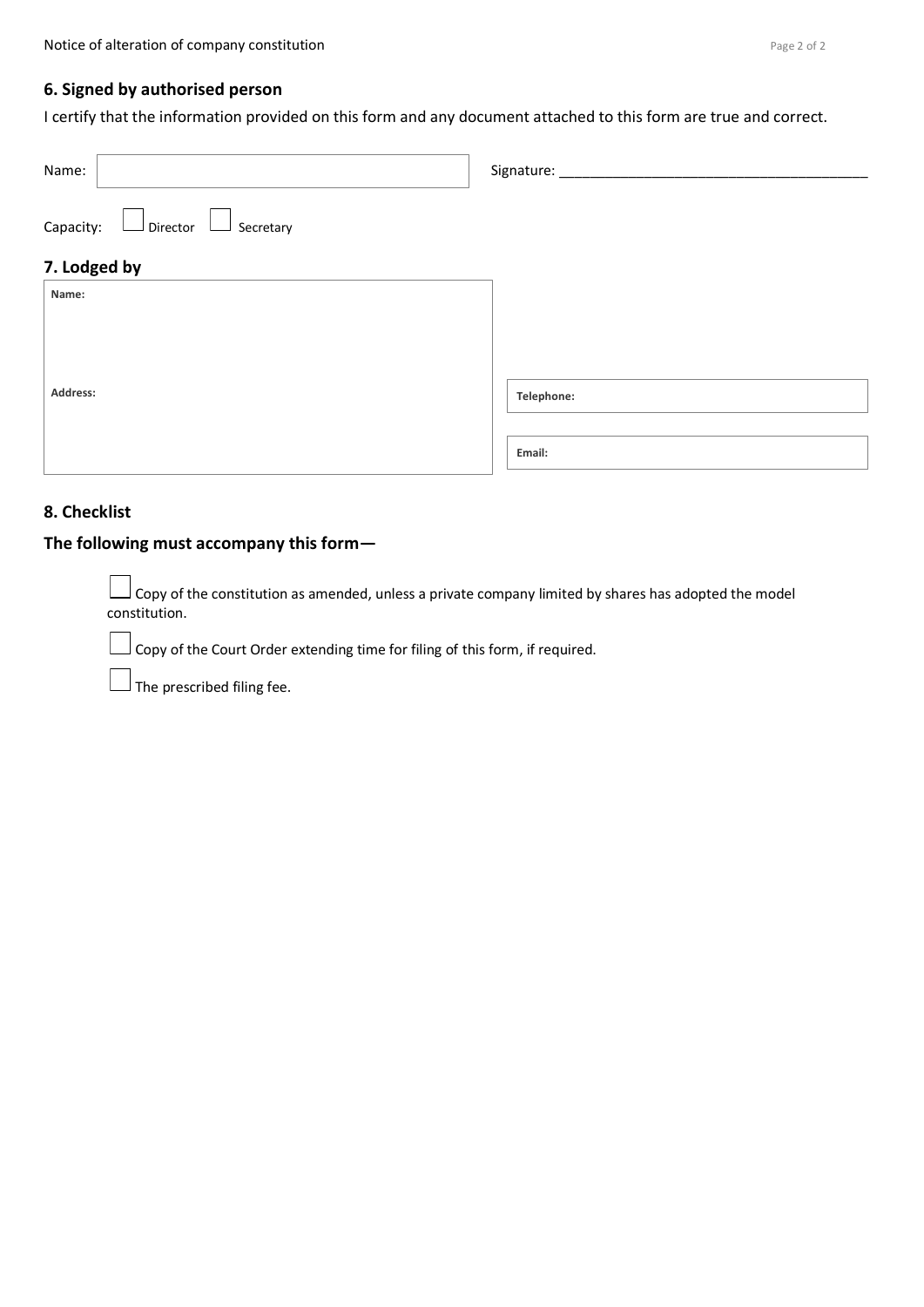## 6. Signed by authorised person

I certify that the information provided on this form and any document attached to this form are true and correct.

Name: ______________________ Signature: ______________________________________

Capacity: ☐ Director ☐ Secretary

## 7. Lodged by

**Name:**

**Address:**

**Telephone:**

**Email:**

## 8. Checklist

### The following must accompany this form—

- ☐ Copy of the constitution as amended, unless a private company limited by shares has adopted the model constitution.
- ☐ Copy of the Court Order extending time for filing of this form, if required.
- ☐ The prescribed filing fee.